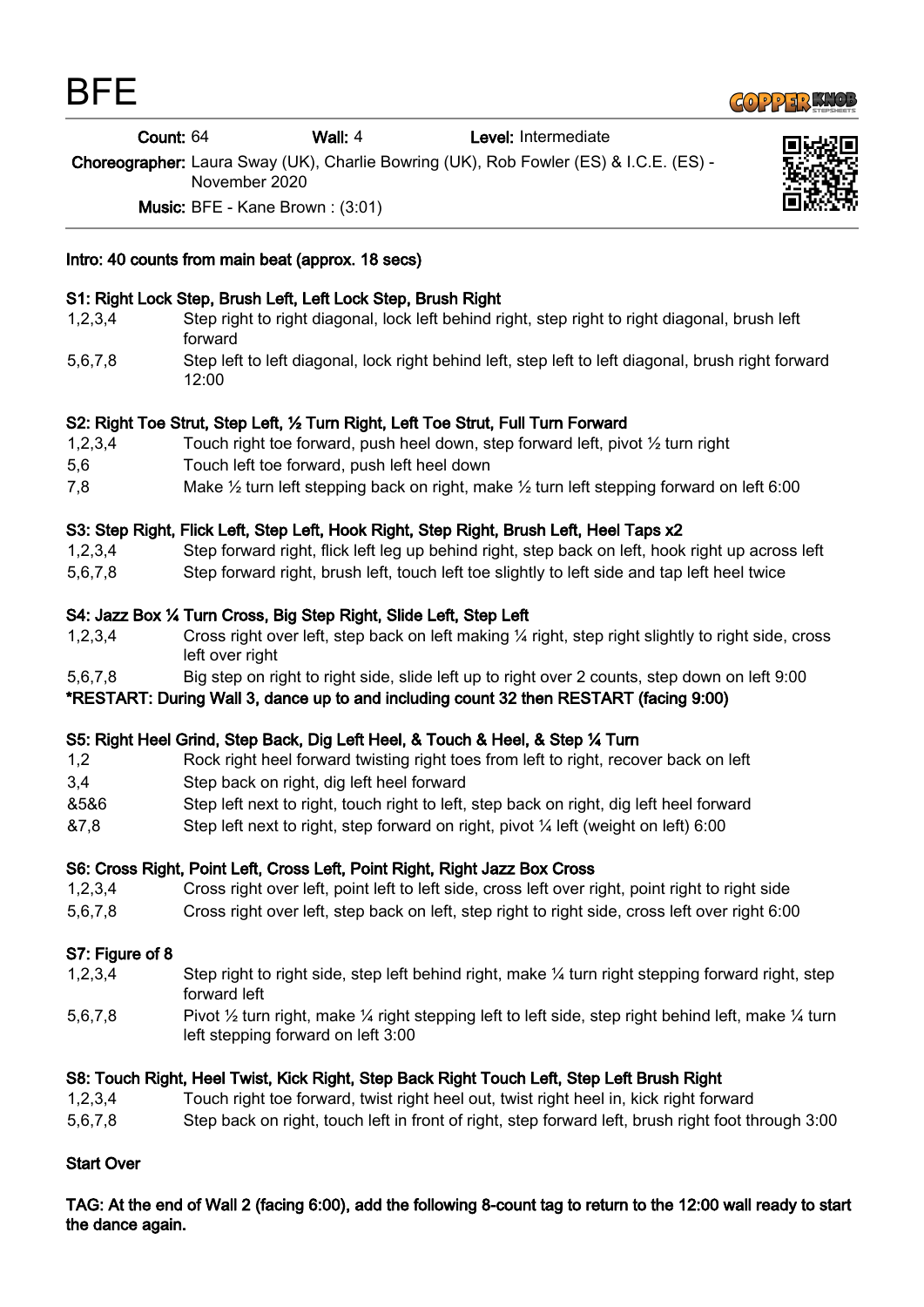# BFE

**Count:** 64 **Wall:** 4 **Level:** Intermediate

**Choreographer:** Laura Sway (UK), Charlie Bowring (UK), Rob Fowler (ES) & I.C.E. (ES) - November 2020

**Music:** BFE - Kane Brown : (3:01)

**Intro: 40 counts from main beat (approx. 18 secs)**

**S1: Right Lock Step, Brush Left, Left Lock Step, Brush Right**

| | |
|---|---|
| 1,2,3,4 | Step right to right diagonal, lock left behind right, step right to right diagonal, brush left forward |
| 5,6,7,8 | Step left to left diagonal, lock right behind left, step left to left diagonal, brush right forward 12:00 |

**S2: Right Toe Strut, Step Left, ½ Turn Right, Left Toe Strut, Full Turn Forward**

| | |
|---|---|
| 1,2,3,4 | Touch right toe forward, push heel down, step forward left, pivot ½ turn right |
| 5,6 | Touch left toe forward, push left heel down |
| 7,8 | Make ½ turn left stepping back on right, make ½ turn left stepping forward on left 6:00 |

**S3: Step Right, Flick Left, Step Left, Hook Right, Step Right, Brush Left, Heel Taps x2**

| | |
|---|---|
| 1,2,3,4 | Step forward right, flick left leg up behind right, step back on left, hook right up across left |
| 5,6,7,8 | Step forward right, brush left, touch left toe slightly to left side and tap left heel twice |

**S4: Jazz Box ¼ Turn Cross, Big Step Right, Slide Left, Step Left**

| | |
|---|---|
| 1,2,3,4 | Cross right over left, step back on left making ¼ right, step right slightly to right side, cross left over right |
| 5,6,7,8 | Big step on right to right side, slide left up to right over 2 counts, step down on left 9:00 |

**\*RESTART: During Wall 3, dance up to and including count 32 then RESTART (facing 9:00)**

**S5: Right Heel Grind, Step Back, Dig Left Heel, & Touch & Heel, & Step ¼ Turn**

| | |
|---|---|
| 1,2 | Rock right heel forward twisting right toes from left to right, recover back on left |
| 3,4 | Step back on right, dig left heel forward |
| &5&6 | Step left next to right, touch right to left, step back on right, dig left heel forward |
| &7,8 | Step left next to right, step forward on right, pivot ¼ left (weight on left) 6:00 |

**S6: Cross Right, Point Left, Cross Left, Point Right, Right Jazz Box Cross**

| | |
|---|---|
| 1,2,3,4 | Cross right over left, point left to left side, cross left over right, point right to right side |
| 5,6,7,8 | Cross right over left, step back on left, step right to right side, cross left over right 6:00 |

**S7: Figure of 8**

| | |
|---|---|
| 1,2,3,4 | Step right to right side, step left behind right, make ¼ turn right stepping forward right, step forward left |
| 5,6,7,8 | Pivot ½ turn right, make ¼ right stepping left to left side, step right behind left, make ¼ turn left stepping forward on left 3:00 |

**S8: Touch Right, Heel Twist, Kick Right, Step Back Right Touch Left, Step Left Brush Right**

| | |
|---|---|
| 1,2,3,4 | Touch right toe forward, twist right heel out, twist right heel in, kick right forward |
| 5,6,7,8 | Step back on right, touch left in front of right, step forward left, brush right foot through 3:00 |

**Start Over**

**TAG: At the end of Wall 2 (facing 6:00), add the following 8-count tag to return to the 12:00 wall ready to start the dance again.**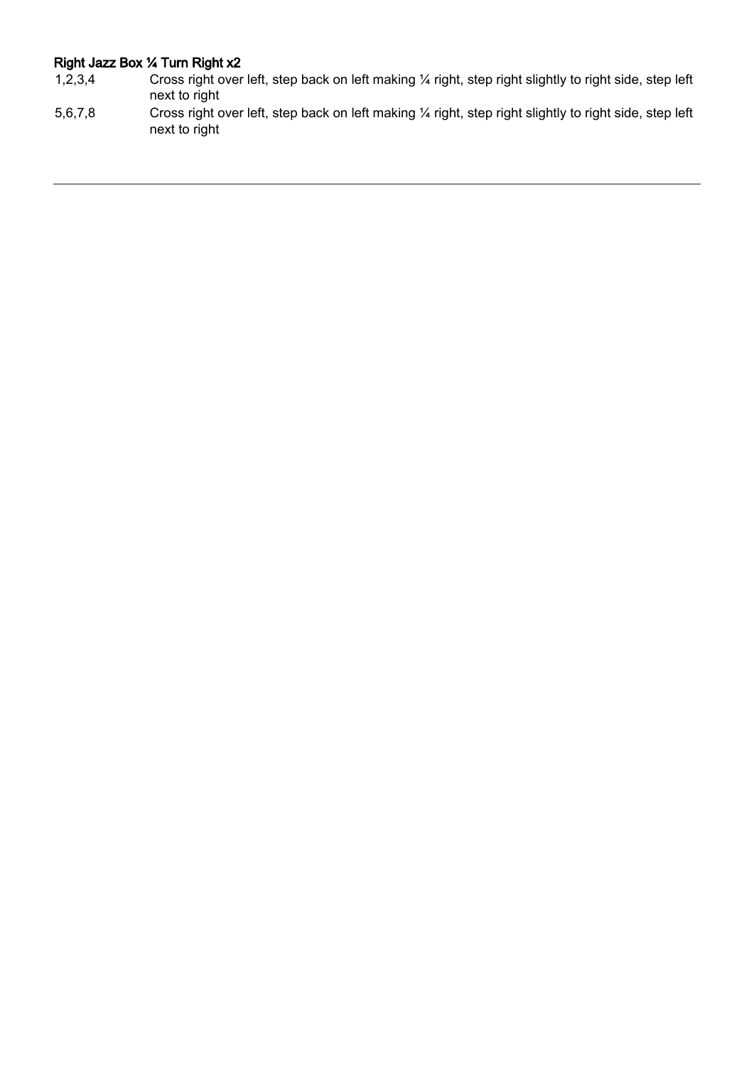**Right Jazz Box ¼ Turn Right x2**

| | |
|---|---|
| 1,2,3,4 | Cross right over left, step back on left making ¼ right, step right slightly to right side, step left next to right |
| 5,6,7,8 | Cross right over left, step back on left making ¼ right, step right slightly to right side, step left next to right |

---